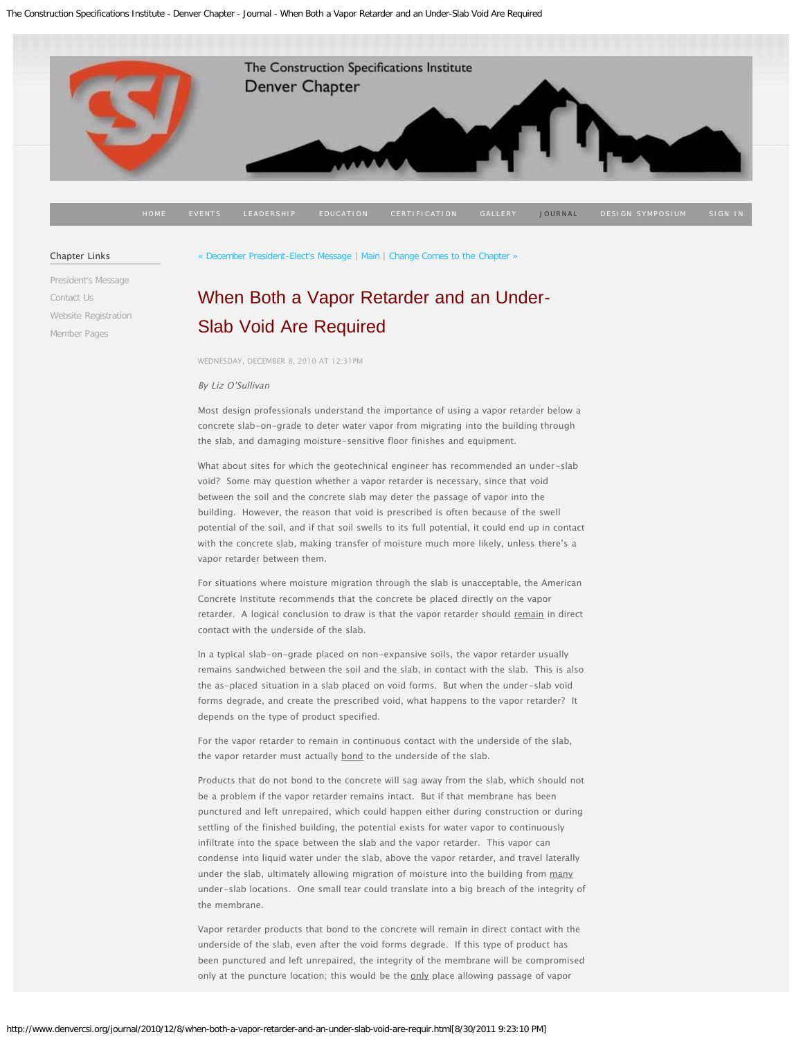# When Both a Vapor Retarder and an Under-Slab Void Are Required

WEDNESDAY, DECEMBER 8, 2010 AT 12:31PM

*By Liz O'Sullivan*

Most design professionals understand the importance of using a vapor retarder below a concrete slab-on-grade to deter water vapor from migrating into the building through the slab, and damaging moisture-sensitive floor finishes and equipment.

What about sites for which the geotechnical engineer has recommended an under-slab void? Some may question whether a vapor retarder is necessary, since that void between the soil and the concrete slab may deter the passage of vapor into the building. However, the reason that void is prescribed is often because of the swell potential of the soil, and if that soil swells to its full potential, it could end up in contact with the concrete slab, making transfer of moisture much more likely, unless there's a vapor retarder between them.

For situations where moisture migration through the slab is unacceptable, the American Concrete Institute recommends that the concrete be placed directly on the vapor retarder. A logical conclusion to draw is that the vapor retarder should remain in direct contact with the underside of the slab.

In a typical slab-on-grade placed on non-expansive soils, the vapor retarder usually remains sandwiched between the soil and the slab, in contact with the slab. This is also the as-placed situation in a slab placed on void forms. But when the under-slab void forms degrade, and create the prescribed void, what happens to the vapor retarder? It depends on the type of product specified.

For the vapor retarder to remain in continuous contact with the underside of the slab, the vapor retarder must actually bond to the underside of the slab.

Products that do not bond to the concrete will sag away from the slab, which should not be a problem if the vapor retarder remains intact. But if that membrane has been punctured and left unrepaired, which could happen either during construction or during settling of the finished building, the potential exists for water vapor to continuously infiltrate into the space between the slab and the vapor retarder. This vapor can condense into liquid water under the slab, above the vapor retarder, and travel laterally under the slab, ultimately allowing migration of moisture into the building from many under-slab locations. One small tear could translate into a big breach of the integrity of the membrane.

Vapor retarder products that bond to the concrete will remain in direct contact with the underside of the slab, even after the void forms degrade. If this type of product has been punctured and left unrepaired, the integrity of the membrane will be compromised only at the puncture location; this would be the only place allowing passage of vapor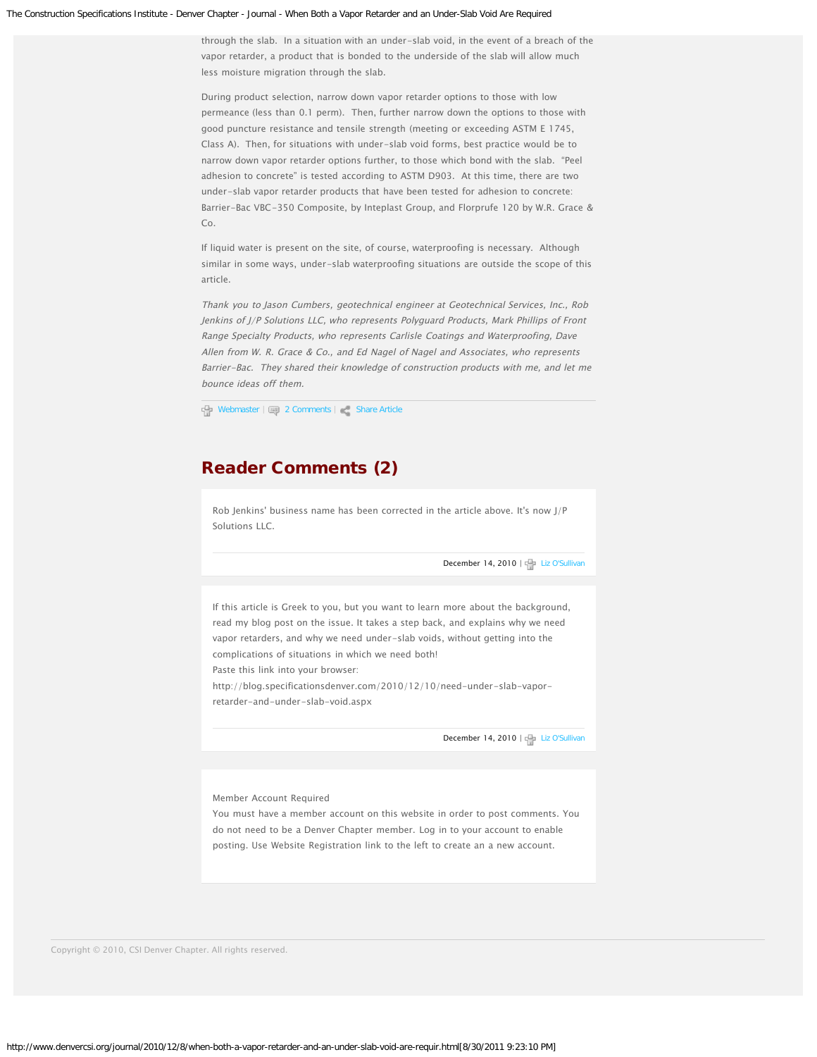through the slab. In a situation with an under-slab void, in the event of a breach of the vapor retarder, a product that is bonded to the underside of the slab will allow much less moisture migration through the slab.

During product selection, narrow down vapor retarder options to those with low permeance (less than 0.1 perm). Then, further narrow down the options to those with good puncture resistance and tensile strength (meeting or exceeding ASTM E 1745, Class A). Then, for situations with under-slab void forms, best practice would be to narrow down vapor retarder options further, to those which bond with the slab. "Peel adhesion to concrete" is tested according to ASTM D903. At this time, there are two under-slab vapor retarder products that have been tested for adhesion to concrete: Barrier-Bac VBC-350 Composite, by Inteplast Group, and Florprufe 120 by W.R. Grace & Co.

If liquid water is present on the site, of course, waterproofing is necessary. Although similar in some ways, under-slab waterproofing situations are outside the scope of this article.

*Thank you to Jason Cumbers, geotechnical engineer at Geotechnical Services, Inc., Rob Jenkins of J/P Solutions LLC, who represents Polyguard Products, Mark Phillips of Front Range Specialty Products, who represents Carlisle Coatings and Waterproofing, Dave Allen from W. R. Grace & Co., and Ed Nagel of Nagel and Associates, who represents Barrier-Bac. They shared their knowledge of construction products with me, and let me bounce ideas off them.*

Webmaster | 2 Comments | Share Article

## Reader Comments (2)

Rob Jenkins' business name has been corrected in the article above. It's now J/P Solutions LLC.

December 14, 2010 | Liz O'Sullivan

If this article is Greek to you, but you want to learn more about the background, read my blog post on the issue. It takes a step back, and explains why we need vapor retarders, and why we need under-slab voids, without getting into the complications of situations in which we need both!
Paste this link into your browser:
http://blog.specificationsdenver.com/2010/12/10/need-under-slab-vapor-retarder-and-under-slab-void.aspx

December 14, 2010 | Liz O'Sullivan

Member Account Required
You must have a member account on this website in order to post comments. You do not need to be a Denver Chapter member. Log in to your account to enable posting. Use Website Registration link to the left to create an a new account.

Copyright © 2010, CSI Denver Chapter. All rights reserved.